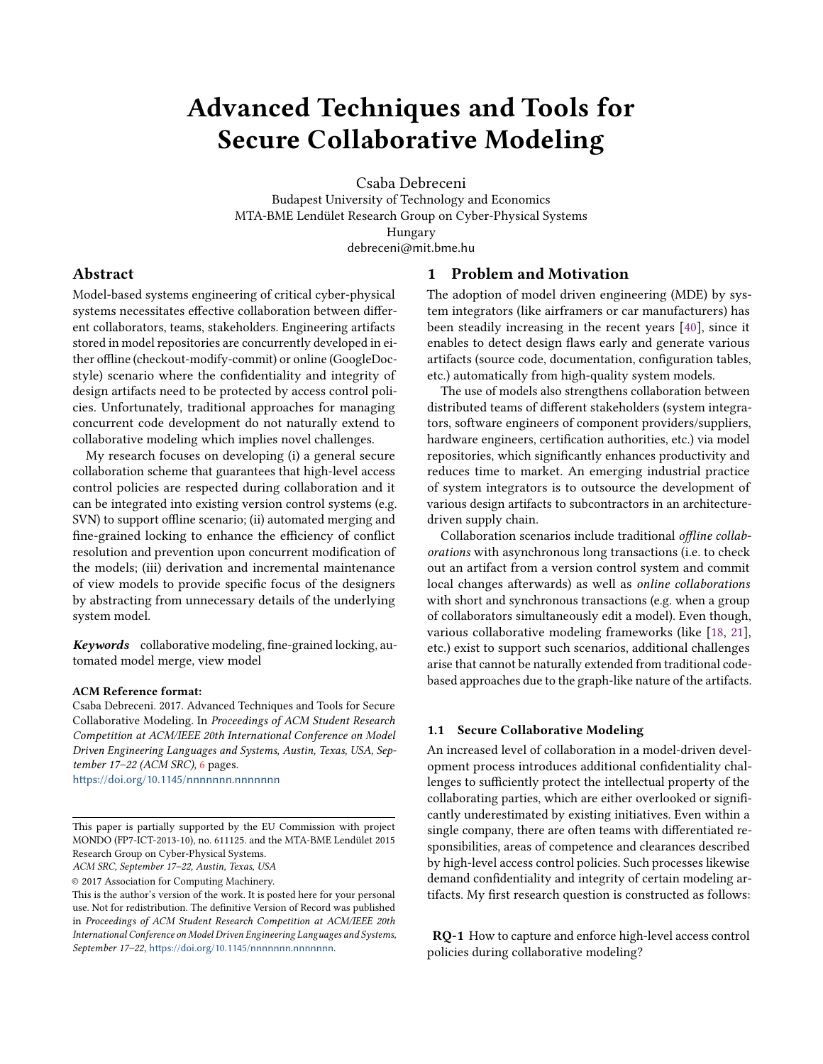# Advanced Techniques and Tools for Secure Collaborative Modeling

Csaba Debreceni
Budapest University of Technology and Economics
MTA-BME Lendület Research Group on Cyber-Physical Systems
Hungary
debreceni@mit.bme.hu

## Abstract

Model-based systems engineering of critical cyber-physical systems necessitates effective collaboration between different collaborators, teams, stakeholders. Engineering artifacts stored in model repositories are concurrently developed in either offline (checkout-modify-commit) or online (GoogleDoc-style) scenario where the confidentiality and integrity of design artifacts need to be protected by access control policies. Unfortunately, traditional approaches for managing concurrent code development do not naturally extend to collaborative modeling which implies novel challenges.

My research focuses on developing (i) a general secure collaboration scheme that guarantees that high-level access control policies are respected during collaboration and it can be integrated into existing version control systems (e.g. SVN) to support offline scenario; (ii) automated merging and fine-grained locking to enhance the efficiency of conflict resolution and prevention upon concurrent modification of the models; (iii) derivation and incremental maintenance of view models to provide specific focus of the designers by abstracting from unnecessary details of the underlying system model.

***Keywords*** collaborative modeling, fine-grained locking, automated model merge, view model

**ACM Reference format:**
Csaba Debreceni. 2017. Advanced Techniques and Tools for Secure Collaborative Modeling. In *Proceedings of ACM Student Research Competition at ACM/IEEE 20th International Conference on Model Driven Engineering Languages and Systems, Austin, Texas, USA, September 17–22 (ACM SRC),* 6 pages.
https://doi.org/10.1145/nnnnnnn.nnnnnnn

This paper is partially supported by the EU Commission with project MONDO (FP7-ICT-2013-10), no. 611125. and the MTA-BME Lendület 2015 Research Group on Cyber-Physical Systems.
*ACM SRC, September 17–22, Austin, Texas, USA*
© 2017 Association for Computing Machinery.
This is the author's version of the work. It is posted here for your personal use. Not for redistribution. The definitive Version of Record was published in *Proceedings of ACM Student Research Competition at ACM/IEEE 20th International Conference on Model Driven Engineering Languages and Systems, September 17–22*, https://doi.org/10.1145/nnnnnnn.nnnnnnn.

## 1 Problem and Motivation

The adoption of model driven engineering (MDE) by system integrators (like airframers or car manufacturers) has been steadily increasing in the recent years [40], since it enables to detect design flaws early and generate various artifacts (source code, documentation, configuration tables, etc.) automatically from high-quality system models.

The use of models also strengthens collaboration between distributed teams of different stakeholders (system integrators, software engineers of component providers/suppliers, hardware engineers, certification authorities, etc.) via model repositories, which significantly enhances productivity and reduces time to market. An emerging industrial practice of system integrators is to outsource the development of various design artifacts to subcontractors in an architecture-driven supply chain.

Collaboration scenarios include traditional *offline collaborations* with asynchronous long transactions (i.e. to check out an artifact from a version control system and commit local changes afterwards) as well as *online collaborations* with short and synchronous transactions (e.g. when a group of collaborators simultaneously edit a model). Even though, various collaborative modeling frameworks (like [18, 21], etc.) exist to support such scenarios, additional challenges arise that cannot be naturally extended from traditional code-based approaches due to the graph-like nature of the artifacts.

### 1.1 Secure Collaborative Modeling

An increased level of collaboration in a model-driven development process introduces additional confidentiality challenges to sufficiently protect the intellectual property of the collaborating parties, which are either overlooked or significantly underestimated by existing initiatives. Even within a single company, there are often teams with differentiated responsibilities, areas of competence and clearances described by high-level access control policies. Such processes likewise demand confidentiality and integrity of certain modeling artifacts. My first research question is constructed as follows:

**RQ-1** How to capture and enforce high-level access control policies during collaborative modeling?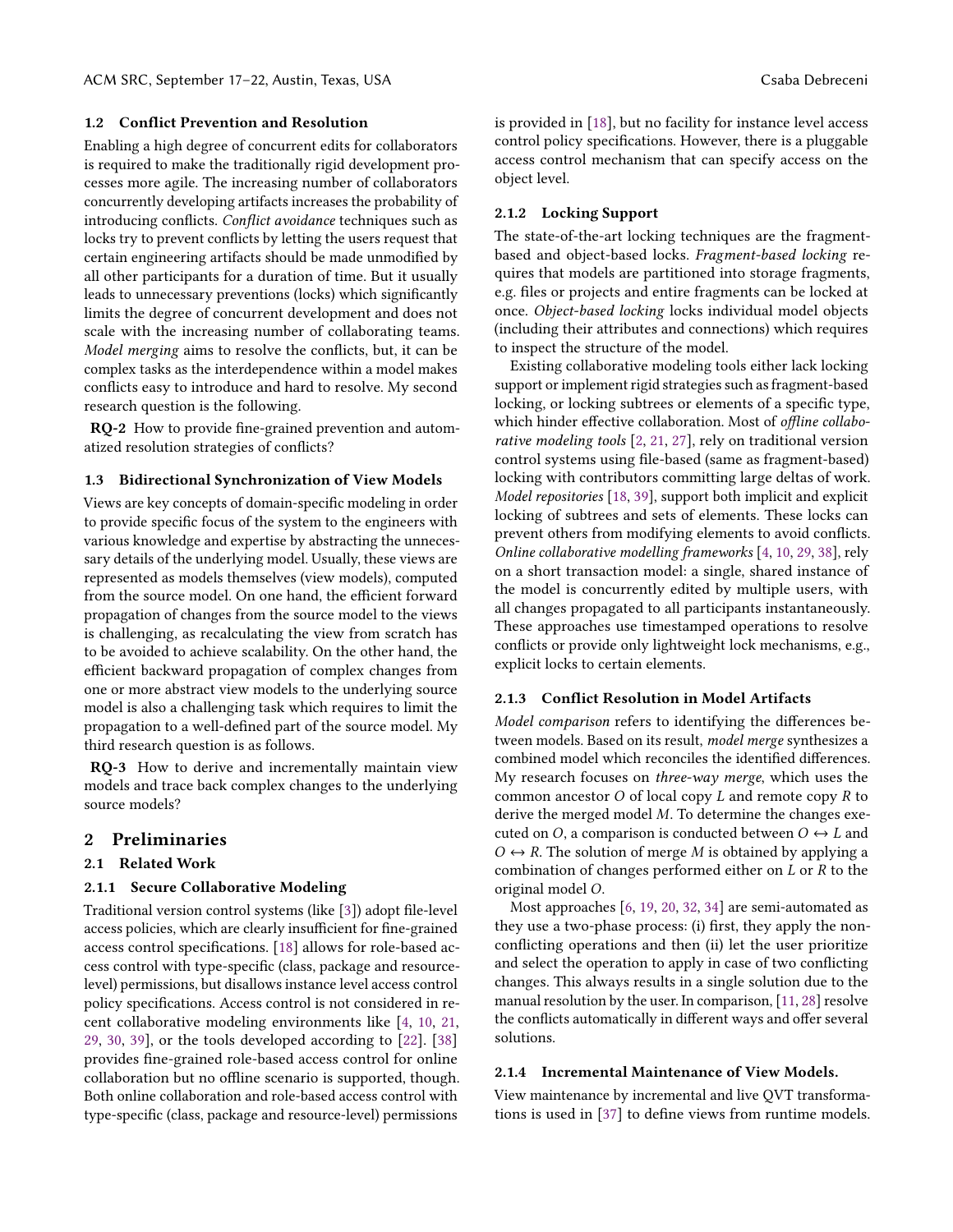### 1.2 Conflict Prevention and Resolution

Enabling a high degree of concurrent edits for collaborators is required to make the traditionally rigid development processes more agile. The increasing number of collaborators concurrently developing artifacts increases the probability of introducing conflicts. *Conflict avoidance* techniques such as locks try to prevent conflicts by letting the users request that certain engineering artifacts should be made unmodified by all other participants for a duration of time. But it usually leads to unnecessary preventions (locks) which significantly limits the degree of concurrent development and does not scale with the increasing number of collaborating teams. *Model merging* aims to resolve the conflicts, but, it can be complex tasks as the interdependence within a model makes conflicts easy to introduce and hard to resolve. My second research question is the following.

**RQ-2** How to provide fine-grained prevention and automatized resolution strategies of conflicts?

### 1.3 Bidirectional Synchronization of View Models

Views are key concepts of domain-specific modeling in order to provide specific focus of the system to the engineers with various knowledge and expertise by abstracting the unnecessary details of the underlying model. Usually, these views are represented as models themselves (view models), computed from the source model. On one hand, the efficient forward propagation of changes from the source model to the views is challenging, as recalculating the view from scratch has to be avoided to achieve scalability. On the other hand, the efficient backward propagation of complex changes from one or more abstract view models to the underlying source model is also a challenging task which requires to limit the propagation to a well-defined part of the source model. My third research question is as follows.

**RQ-3** How to derive and incrementally maintain view models and trace back complex changes to the underlying source models?

## 2 Preliminaries

### 2.1 Related Work

#### 2.1.1 Secure Collaborative Modeling

Traditional version control systems (like [3]) adopt file-level access policies, which are clearly insufficient for fine-grained access control specifications. [18] allows for role-based access control with type-specific (class, package and resource-level) permissions, but disallows instance level access control policy specifications. Access control is not considered in recent collaborative modeling environments like [4, 10, 21, 29, 30, 39], or the tools developed according to [22]. [38] provides fine-grained role-based access control for online collaboration but no offline scenario is supported, though. Both online collaboration and role-based access control with type-specific (class, package and resource-level) permissions is provided in [18], but no facility for instance level access control policy specifications. However, there is a pluggable access control mechanism that can specify access on the object level.

#### 2.1.2 Locking Support

The state-of-the-art locking techniques are the fragment-based and object-based locks. *Fragment-based locking* requires that models are partitioned into storage fragments, e.g. files or projects and entire fragments can be locked at once. *Object-based locking* locks individual model objects (including their attributes and connections) which requires to inspect the structure of the model.

Existing collaborative modeling tools either lack locking support or implement rigid strategies such as fragment-based locking, or locking subtrees or elements of a specific type, which hinder effective collaboration. Most of *offline collaborative modeling tools* [2, 21, 27], rely on traditional version control systems using file-based (same as fragment-based) locking with contributors committing large deltas of work. *Model repositories* [18, 39], support both implicit and explicit locking of subtrees and sets of elements. These locks can prevent others from modifying elements to avoid conflicts. *Online collaborative modelling frameworks* [4, 10, 29, 38], rely on a short transaction model: a single, shared instance of the model is concurrently edited by multiple users, with all changes propagated to all participants instantaneously. These approaches use timestamped operations to resolve conflicts or provide only lightweight lock mechanisms, e.g., explicit locks to certain elements.

#### 2.1.3 Conflict Resolution in Model Artifacts

*Model comparison* refers to identifying the differences between models. Based on its result, *model merge* synthesizes a combined model which reconciles the identified differences. My research focuses on *three-way merge*, which uses the common ancestor $O$ of local copy $L$ and remote copy $R$ to derive the merged model $M$. To determine the changes executed on $O$, a comparison is conducted between $O \leftrightarrow L$ and $O \leftrightarrow R$. The solution of merge $M$ is obtained by applying a combination of changes performed either on $L$ or $R$ to the original model $O$.

Most approaches [6, 19, 20, 32, 34] are semi-automated as they use a two-phase process: (i) first, they apply the non-conflicting operations and then (ii) let the user prioritize and select the operation to apply in case of two conflicting changes. This always results in a single solution due to the manual resolution by the user. In comparison, [11, 28] resolve the conflicts automatically in different ways and offer several solutions.

#### 2.1.4 Incremental Maintenance of View Models.

View maintenance by incremental and live QVT transformations is used in [37] to define views from runtime models.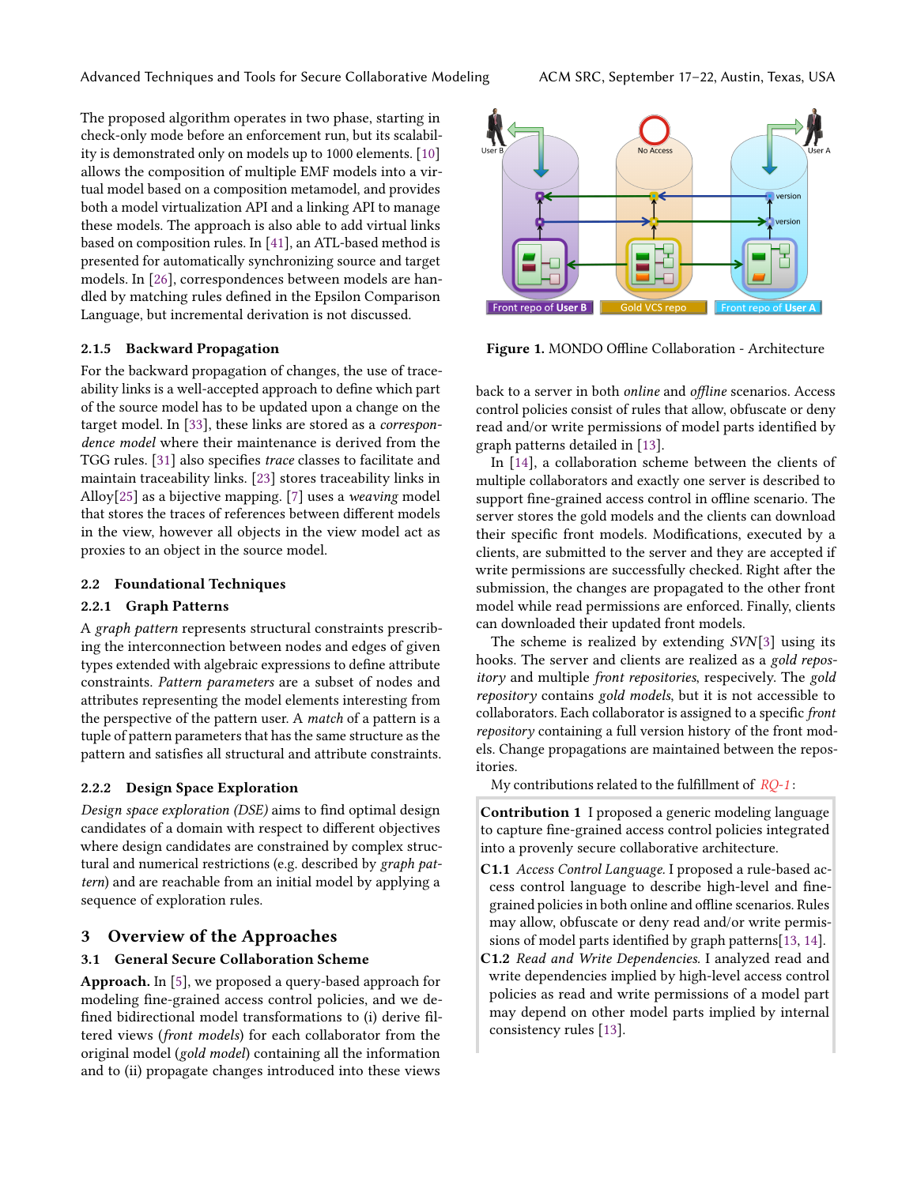The proposed algorithm operates in two phase, starting in check-only mode before an enforcement run, but its scalability is demonstrated only on models up to 1000 elements. [10] allows the composition of multiple EMF models into a virtual model based on a composition metamodel, and provides both a model virtualization API and a linking API to manage these models. The approach is also able to add virtual links based on composition rules. In [41], an ATL-based method is presented for automatically synchronizing source and target models. In [26], correspondences between models are handled by matching rules defined in the Epsilon Comparison Language, but incremental derivation is not discussed.

#### 2.1.5 Backward Propagation

For the backward propagation of changes, the use of traceability links is a well-accepted approach to define which part of the source model has to be updated upon a change on the target model. In [33], these links are stored as a *correspondence model* where their maintenance is derived from the TGG rules. [31] also specifies *trace* classes to facilitate and maintain traceability links. [23] stores traceability links in Alloy[25] as a bijective mapping. [7] uses a *weaving* model that stores the traces of references between different models in the view, however all objects in the view model act as proxies to an object in the source model.

### 2.2 Foundational Techniques

#### 2.2.1 Graph Patterns

A *graph pattern* represents structural constraints prescribing the interconnection between nodes and edges of given types extended with algebraic expressions to define attribute constraints. *Pattern parameters* are a subset of nodes and attributes representing the model elements interesting from the perspective of the pattern user. A *match* of a pattern is a tuple of pattern parameters that has the same structure as the pattern and satisfies all structural and attribute constraints.

#### 2.2.2 Design Space Exploration

*Design space exploration (DSE)* aims to find optimal design candidates of a domain with respect to different objectives where design candidates are constrained by complex structural and numerical restrictions (e.g. described by *graph pattern*) and are reachable from an initial model by applying a sequence of exploration rules.

## 3 Overview of the Approaches

### 3.1 General Secure Collaboration Scheme

**Approach.** In [5], we proposed a query-based approach for modeling fine-grained access control policies, and we defined bidirectional model transformations to (i) derive filtered views (*front models*) for each collaborator from the original model (*gold model*) containing all the information and to (ii) propagate changes introduced into these views back to a server in both *online* and *offline* scenarios. Access control policies consist of rules that allow, obfuscate or deny read and/or write permissions of model parts identified by graph patterns detailed in [13].

**Figure 1.** MONDO Offline Collaboration - Architecture

In [14], a collaboration scheme between the clients of multiple collaborators and exactly one server is described to support fine-grained access control in offline scenario. The server stores the gold models and the clients can download their specific front models. Modifications, executed by a clients, are submitted to the server and they are accepted if write permissions are successfully checked. Right after the submission, the changes are propagated to the other front model while read permissions are enforced. Finally, clients can downloaded their updated front models.

The scheme is realized by extending *SVN*[3] using its hooks. The server and clients are realized as a *gold repository* and multiple *front repositories*, respecively. The *gold repository* contains *gold models*, but it is not accessible to collaborators. Each collaborator is assigned to a specific *front repository* containing a full version history of the front models. Change propagations are maintained between the repositories.

My contributions related to the fulfillment of *RQ-1*:

**Contribution 1** I proposed a generic modeling language to capture fine-grained access control policies integrated into a provenly secure collaborative architecture.

**C1.1** *Access Control Language.* I proposed a rule-based access control language to describe high-level and fine-grained policies in both online and offline scenarios. Rules may allow, obfuscate or deny read and/or write permissions of model parts identified by graph patterns[13, 14].

**C1.2** *Read and Write Dependencies.* I analyzed read and write dependencies implied by high-level access control policies as read and write permissions of a model part may depend on other model parts implied by internal consistency rules [13].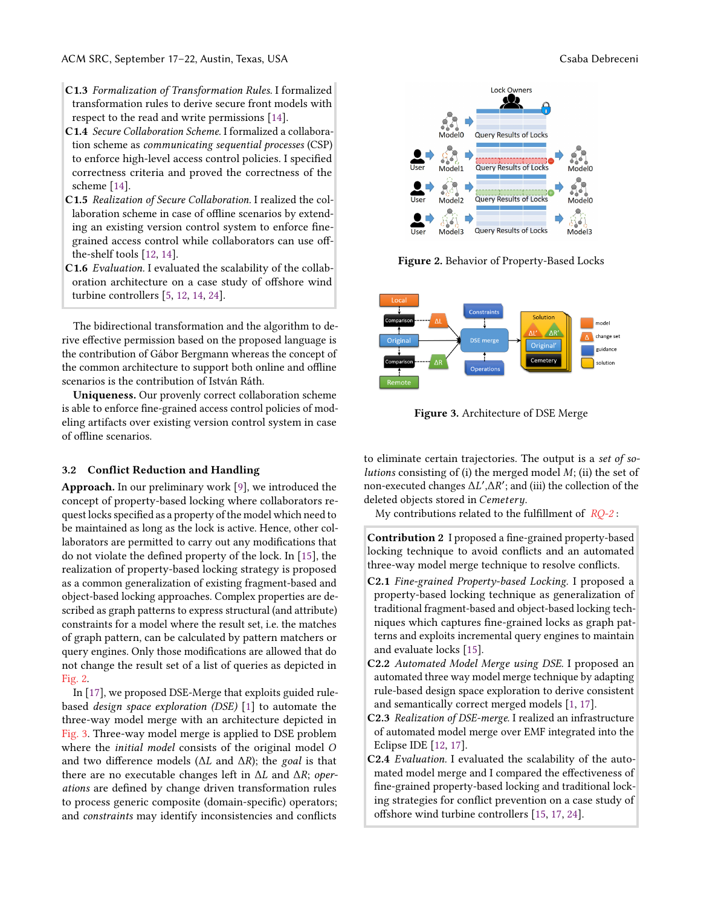**C1.3** *Formalization of Transformation Rules.* I formalized transformation rules to derive secure front models with respect to the read and write permissions [14].

**C1.4** *Secure Collaboration Scheme.* I formalized a collaboration scheme as *communicating sequential processes* (CSP) to enforce high-level access control policies. I specified correctness criteria and proved the correctness of the scheme [14].

**C1.5** *Realization of Secure Collaboration.* I realized the collaboration scheme in case of offline scenarios by extending an existing version control system to enforce fine-grained access control while collaborators can use off-the-shelf tools [12, 14].

**C1.6** *Evaluation.* I evaluated the scalability of the collaboration architecture on a case study of offshore wind turbine controllers [5, 12, 14, 24].

The bidirectional transformation and the algorithm to derive effective permission based on the proposed language is the contribution of Gábor Bergmann whereas the concept of the common architecture to support both online and offline scenarios is the contribution of István Ráth.

**Uniqueness.** Our provenly correct collaboration scheme is able to enforce fine-grained access control policies of modeling artifacts over existing version control system in case of offline scenarios.

### 3.2 Conflict Reduction and Handling

**Approach.** In our preliminary work [9], we introduced the concept of property-based locking where collaborators request locks specified as a property of the model which need to be maintained as long as the lock is active. Hence, other collaborators are permitted to carry out any modifications that do not violate the defined property of the lock. In [15], the realization of property-based locking strategy is proposed as a common generalization of existing fragment-based and object-based locking approaches. Complex properties are described as graph patterns to express structural (and attribute) constraints for a model where the result set, i.e. the matches of graph pattern, can be calculated by pattern matchers or query engines. Only those modifications are allowed that do not change the result set of a list of queries as depicted in Fig. 2.

In [17], we proposed DSE-Merge that exploits guided rule-based *design space exploration (DSE)* [1] to automate the three-way model merge with an architecture depicted in Fig. 3. Three-way model merge is applied to DSE problem where the *initial model* consists of the original model $O$ and two difference models ($\Delta L$ and $\Delta R$); the *goal* is that there are no executable changes left in $\Delta L$ and $\Delta R$; *operations* are defined by change driven transformation rules to process generic composite (domain-specific) operators; and *constraints* may identify inconsistencies and conflicts to eliminate certain trajectories. The output is a *set of solutions* consisting of (i) the merged model $M$; (ii) the set of non-executed changes $\Delta L'$,$\Delta R'$; and (iii) the collection of the deleted objects stored in *Cemetery*.

Figure 2. Behavior of Property-Based Locks

Figure 3. Architecture of DSE Merge

My contributions related to the fulfillment of *RQ-2*:

**Contribution 2** I proposed a fine-grained property-based locking technique to avoid conflicts and an automated three-way model merge technique to resolve conflicts.

**C2.1** *Fine-grained Property-based Locking.* I proposed a property-based locking technique as generalization of traditional fragment-based and object-based locking techniques which captures fine-grained locks as graph patterns and exploits incremental query engines to maintain and evaluate locks [15].

**C2.2** *Automated Model Merge using DSE.* I proposed an automated three way model merge technique by adapting rule-based design space exploration to derive consistent and semantically correct merged models [1, 17].

**C2.3** *Realization of DSE-merge.* I realized an infrastructure of automated model merge over EMF integrated into the Eclipse IDE [12, 17].

**C2.4** *Evaluation.* I evaluated the scalability of the automated model merge and I compared the effectiveness of fine-grained property-based locking and traditional locking strategies for conflict prevention on a case study of offshore wind turbine controllers [15, 17, 24].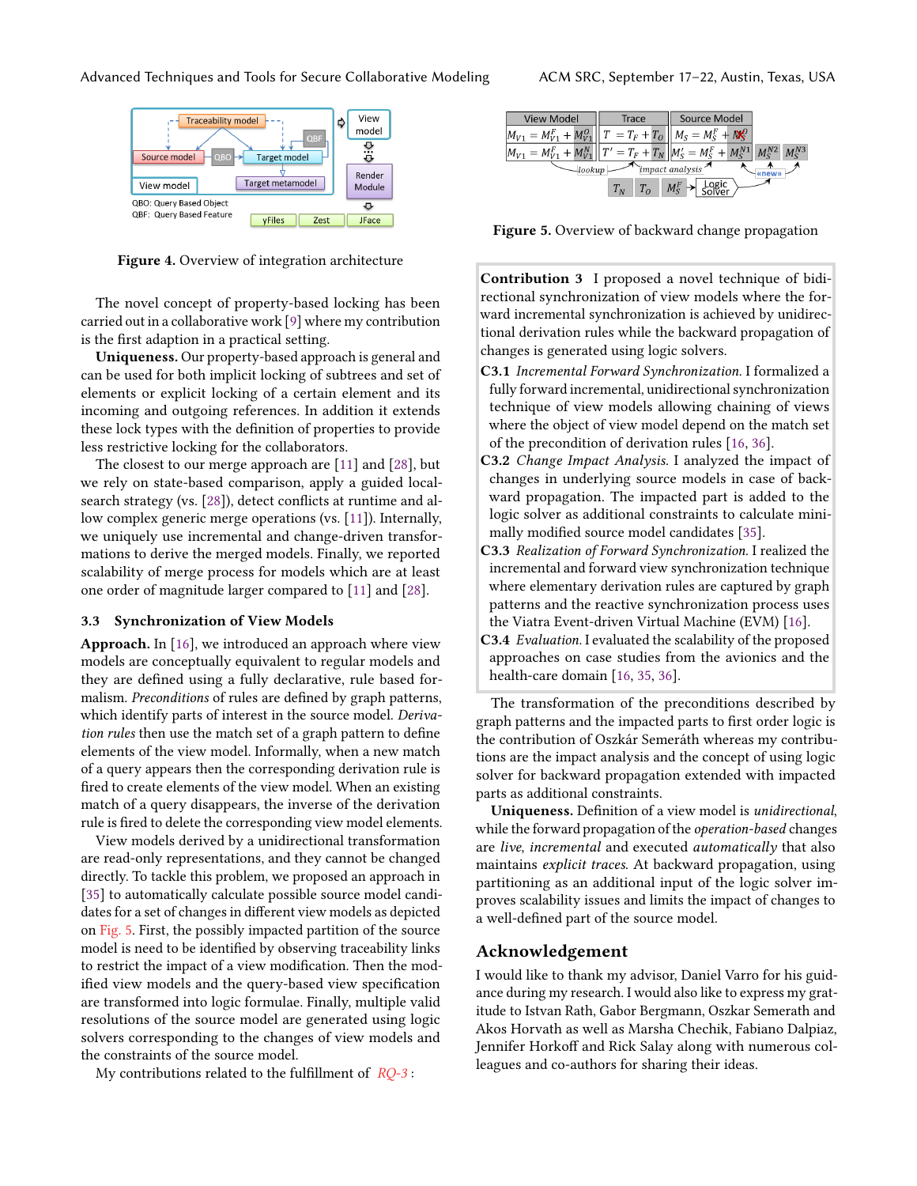Figure 4. Overview of integration architecture

The novel concept of property-based locking has been carried out in a collaborative work [9] where my contribution is the first adaption in a practical setting.

**Uniqueness.** Our property-based approach is general and can be used for both implicit locking of subtrees and set of elements or explicit locking of a certain element and its incoming and outgoing references. In addition it extends these lock types with the definition of properties to provide less restrictive locking for the collaborators.

The closest to our merge approach are [11] and [28], but we rely on state-based comparison, apply a guided local-search strategy (vs. [28]), detect conflicts at runtime and allow complex generic merge operations (vs. [11]). Internally, we uniquely use incremental and change-driven transformations to derive the merged models. Finally, we reported scalability of merge process for models which are at least one order of magnitude larger compared to [11] and [28].

### 3.3 Synchronization of View Models

**Approach.** In [16], we introduced an approach where view models are conceptually equivalent to regular models and they are defined using a fully declarative, rule based formalism. *Preconditions* of rules are defined by graph patterns, which identify parts of interest in the source model. *Derivation rules* then use the match set of a graph pattern to define elements of the view model. Informally, when a new match of a query appears then the corresponding derivation rule is fired to create elements of the view model. When an existing match of a query disappears, the inverse of the derivation rule is fired to delete the corresponding view model elements.

View models derived by a unidirectional transformation are read-only representations, and they cannot be changed directly. To tackle this problem, we proposed an approach in [35] to automatically calculate possible source model candidates for a set of changes in different view models as depicted on Fig. 5. First, the possibly impacted partition of the source model is need to be identified by observing traceability links to restrict the impact of a view modification. Then the modified view models and the query-based view specification are transformed into logic formulae. Finally, multiple valid resolutions of the source model are generated using logic solvers corresponding to the changes of view models and the constraints of the source model.

My contributions related to the fulfillment of *RQ-3* :

Figure 5. Overview of backward change propagation

**Contribution 3** I proposed a novel technique of bidirectional synchronization of view models where the forward incremental synchronization is achieved by unidirectional derivation rules while the backward propagation of changes is generated using logic solvers.

**C3.1** *Incremental Forward Synchronization.* I formalized a fully forward incremental, unidirectional synchronization technique of view models allowing chaining of views where the object of view model depend on the match set of the precondition of derivation rules [16, 36].

**C3.2** *Change Impact Analysis.* I analyzed the impact of changes in underlying source models in case of backward propagation. The impacted part is added to the logic solver as additional constraints to calculate minimally modified source model candidates [35].

**C3.3** *Realization of Forward Synchronization.* I realized the incremental and forward view synchronization technique where elementary derivation rules are captured by graph patterns and the reactive synchronization process uses the Viatra Event-driven Virtual Machine (EVM) [16].

**C3.4** *Evaluation.* I evaluated the scalability of the proposed approaches on case studies from the avionics and the health-care domain [16, 35, 36].

The transformation of the preconditions described by graph patterns and the impacted parts to first order logic is the contribution of Oszkár Semeráth whereas my contributions are the impact analysis and the concept of using logic solver for backward propagation extended with impacted parts as additional constraints.

**Uniqueness.** Definition of a view model is *unidirectional*, while the forward propagation of the *operation-based* changes are *live*, *incremental* and executed *automatically* that also maintains *explicit traces*. At backward propagation, using partitioning as an additional input of the logic solver improves scalability issues and limits the impact of changes to a well-defined part of the source model.

## Acknowledgement

I would like to thank my advisor, Daniel Varro for his guidance during my research. I would also like to express my gratitude to Istvan Rath, Gabor Bergmann, Oszkar Semerath and Akos Horvath as well as Marsha Chechik, Fabiano Dalpiaz, Jennifer Horkoff and Rick Salay along with numerous colleagues and co-authors for sharing their ideas.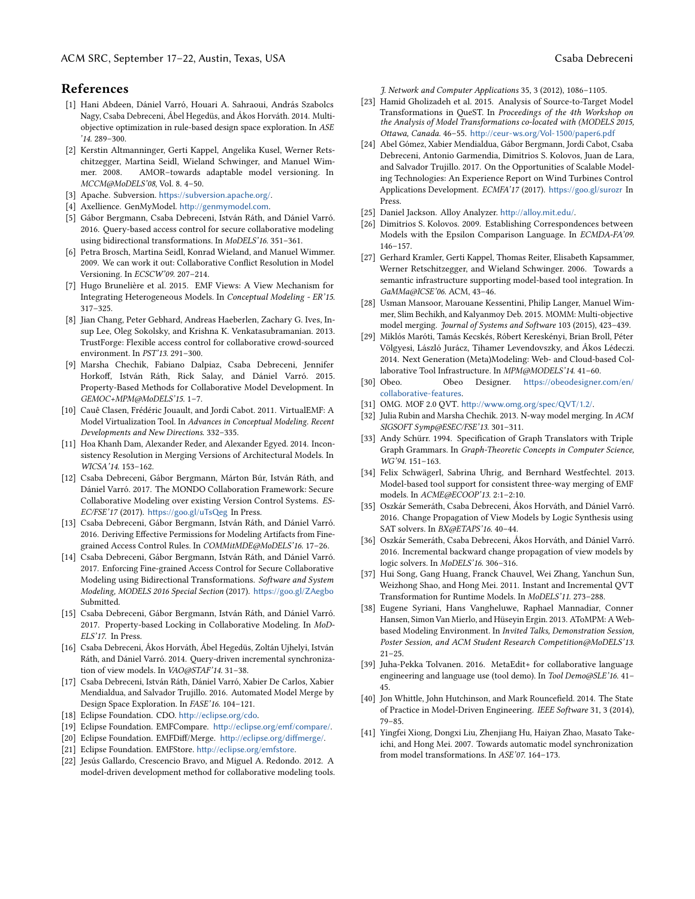## References

[1] Hani Abdeen, Dániel Varró, Houari A. Sahraoui, András Szabolcs Nagy, Csaba Debreceni, Ábel Hegedüs, and Ákos Horváth. 2014. Multi-objective optimization in rule-based design space exploration. In *ASE '14*. 289–300.

[2] Kerstin Altmanninger, Gerti Kappel, Angelika Kusel, Werner Retschitzegger, Martina Seidl, Wieland Schwinger, and Manuel Wimmer. 2008. AMOR–towards adaptable model versioning. In *MCCM@MoDELS'08*, Vol. 8. 4–50.

[3] Apache. Subversion. https://subversion.apache.org/.

[4] Axellience. GenMyModel. http://genmymodel.com.

[5] Gábor Bergmann, Csaba Debreceni, István Ráth, and Dániel Varró. 2016. Query-based access control for secure collaborative modeling using bidirectional transformations. In *MoDELS'16*. 351–361.

[6] Petra Brosch, Martina Seidl, Konrad Wieland, and Manuel Wimmer. 2009. We can work it out: Collaborative Conflict Resolution in Model Versioning. In *ECSCW'09*. 207–214.

[7] Hugo Brunelière et al. 2015. EMF Views: A View Mechanism for Integrating Heterogeneous Models. In *Conceptual Modeling - ER'15*. 317–325.

[8] Jian Chang, Peter Gebhard, Andreas Haeberlen, Zachary G. Ives, Insup Lee, Oleg Sokolsky, and Krishna K. Venkatasubramanian. 2013. TrustForge: Flexible access control for collaborative crowd-sourced environment. In *PST'13*. 291–300.

[9] Marsha Chechik, Fabiano Dalpiaz, Csaba Debreceni, Jennifer Horkoff, István Ráth, Rick Salay, and Dániel Varró. 2015. Property-Based Methods for Collaborative Model Development. In *GEMOC+MPM@MoDELS'15*. 1–7.

[10] Cauê Clasen, Frédéric Jouault, and Jordi Cabot. 2011. VirtualEMF: A Model Virtualization Tool. In *Advances in Conceptual Modeling. Recent Developments and New Directions*. 332–335.

[11] Hoa Khanh Dam, Alexander Reder, and Alexander Egyed. 2014. Inconsistency Resolution in Merging Versions of Architectural Models. In *WICSA'14*. 153–162.

[12] Csaba Debreceni, Gábor Bergmann, Márton Búr, István Ráth, and Dániel Varró. 2017. The MONDO Collaboration Framework: Secure Collaborative Modeling over existing Version Control Systems. *ESEC/FSE'17* (2017). https://goo.gl/uTsQeg In Press.

[13] Csaba Debreceni, Gábor Bergmann, István Ráth, and Dániel Varró. 2016. Deriving Effective Permissions for Modeling Artifacts from Fine-grained Access Control Rules. In *COMMitMDE@MoDELS'16*. 17–26.

[14] Csaba Debreceni, Gábor Bergmann, István Ráth, and Dániel Varró. 2017. Enforcing Fine-grained Access Control for Secure Collaborative Modeling using Bidirectional Transformations. *Software and System Modeling, MODELS 2016 Special Section* (2017). https://goo.gl/ZAegbo Submitted.

[15] Csaba Debreceni, Gábor Bergmann, István Ráth, and Dániel Varró. 2017. Property-based Locking in Collaborative Modeling. In *MoDELS'17*. In Press.

[16] Csaba Debreceni, Ákos Horváth, Ábel Hegedüs, Zoltán Ujhelyi, István Ráth, and Dániel Varró. 2014. Query-driven incremental synchronization of view models. In *VAO@STAF'14*. 31–38.

[17] Csaba Debreceni, István Ráth, Dániel Varró, Xabier De Carlos, Xabier Mendialdua, and Salvador Trujillo. 2016. Automated Model Merge by Design Space Exploration. In *FASE'16*. 104–121.

[18] Eclipse Foundation. CDO. http://eclipse.org/cdo.

[19] Eclipse Foundation. EMFCompare. http://eclipse.org/emf/compare/.

[20] Eclipse Foundation. EMFDiff/Merge. http://eclipse.org/diffmerge/.

[21] Eclipse Foundation. EMFStore. http://eclipse.org/emfstore.

[22] Jesús Gallardo, Crescencio Bravo, and Miguel A. Redondo. 2012. A model-driven development method for collaborative modeling tools. *J. Network and Computer Applications* 35, 3 (2012), 1086–1105.

[23] Hamid Gholizadeh et al. 2015. Analysis of Source-to-Target Model Transformations in QueST. In *Proceedings of the 4th Workshop on the Analysis of Model Transformations co-located with (MODELS 2015, Ottawa, Canada*. 46–55. http://ceur-ws.org/Vol-1500/paper6.pdf

[24] Abel Gómez, Xabier Mendialdua, Gábor Bergmann, Jordi Cabot, Csaba Debreceni, Antonio Garmendia, Dimitrios S. Kolovos, Juan de Lara, and Salvador Trujillo. 2017. On the Opportunities of Scalable Modeling Technologies: An Experience Report on Wind Turbines Control Applications Development. *ECMFA'17* (2017). https://goo.gl/surozr In Press.

[25] Daniel Jackson. Alloy Analyzer. http://alloy.mit.edu/.

[26] Dimitrios S. Kolovos. 2009. Establishing Correspondences between Models with the Epsilon Comparison Language. In *ECMDA-FA'09*. 146–157.

[27] Gerhard Kramler, Gerti Kappel, Thomas Reiter, Elisabeth Kapsammer, Werner Retschitzegger, and Wieland Schwinger. 2006. Towards a semantic infrastructure supporting model-based tool integration. In *GaMMa@ICSE'06*. ACM, 43–46.

[28] Usman Mansoor, Marouane Kessentini, Philip Langer, Manuel Wimmer, Slim Bechikh, and Kalyanmoy Deb. 2015. MOMM: Multi-objective model merging. *Journal of Systems and Software* 103 (2015), 423–439.

[29] Miklós Maróti, Tamás Kecskés, Róbert Kereskényi, Brian Broll, Péter Völgyesi, László Jurácz, Tihamer Levendovszky, and Ákos Lédeczi. 2014. Next Generation (Meta)Modeling: Web- and Cloud-based Collaborative Tool Infrastructure. In *MPM@MODELS'14*. 41–60.

[30] Obeo. Obeo Designer. https://obeodesigner.com/en/collaborative-features.

[31] OMG. MOF 2.0 QVT. http://www.omg.org/spec/QVT/1.2/.

[32] Julia Rubin and Marsha Chechik. 2013. N-way model merging. In *ACM SIGSOFT Symp@ESEC/FSE'13*. 301–311.

[33] Andy Schürr. 1994. Specification of Graph Translators with Triple Graph Grammars. In *Graph-Theoretic Concepts in Computer Science, WG'94*. 151–163.

[34] Felix Schwägerl, Sabrina Uhrig, and Bernhard Westfechtel. 2013. Model-based tool support for consistent three-way merging of EMF models. In *ACME@ECOOP'13*. 2:1–2:10.

[35] Oszkár Semeráth, Csaba Debreceni, Ákos Horváth, and Dániel Varró. 2016. Change Propagation of View Models by Logic Synthesis using SAT solvers. In *BX@ETAPS'16*. 40–44.

[36] Oszkár Semeráth, Csaba Debreceni, Ákos Horváth, and Dániel Varró. 2016. Incremental backward change propagation of view models by logic solvers. In *MoDELS'16*. 306–316.

[37] Hui Song, Gang Huang, Franck Chauvel, Wei Zhang, Yanchun Sun, Weizhong Shao, and Hong Mei. 2011. Instant and Incremental QVT Transformation for Runtime Models. In *MoDELS'11*. 273–288.

[38] Eugene Syriani, Hans Vangheluwe, Raphael Mannadiar, Conner Hansen, Simon Van Mierlo, and Hüseyin Ergin. 2013. AToMPM: A Web-based Modeling Environment. In *Invited Talks, Demonstration Session, Poster Session, and ACM Student Research Competition@MoDELS'13*. 21–25.

[39] Juha-Pekka Tolvanen. 2016. MetaEdit+ for collaborative language engineering and language use (tool demo). In *Tool Demo@SLE'16*. 41–45.

[40] Jon Whittle, John Hutchinson, and Mark Rouncefield. 2014. The State of Practice in Model-Driven Engineering. *IEEE Software* 31, 3 (2014), 79–85.

[41] Yingfei Xiong, Dongxi Liu, Zhenjiang Hu, Haiyan Zhao, Masato Takeichi, and Hong Mei. 2007. Towards automatic model synchronization from model transformations. In *ASE'07*. 164–173.